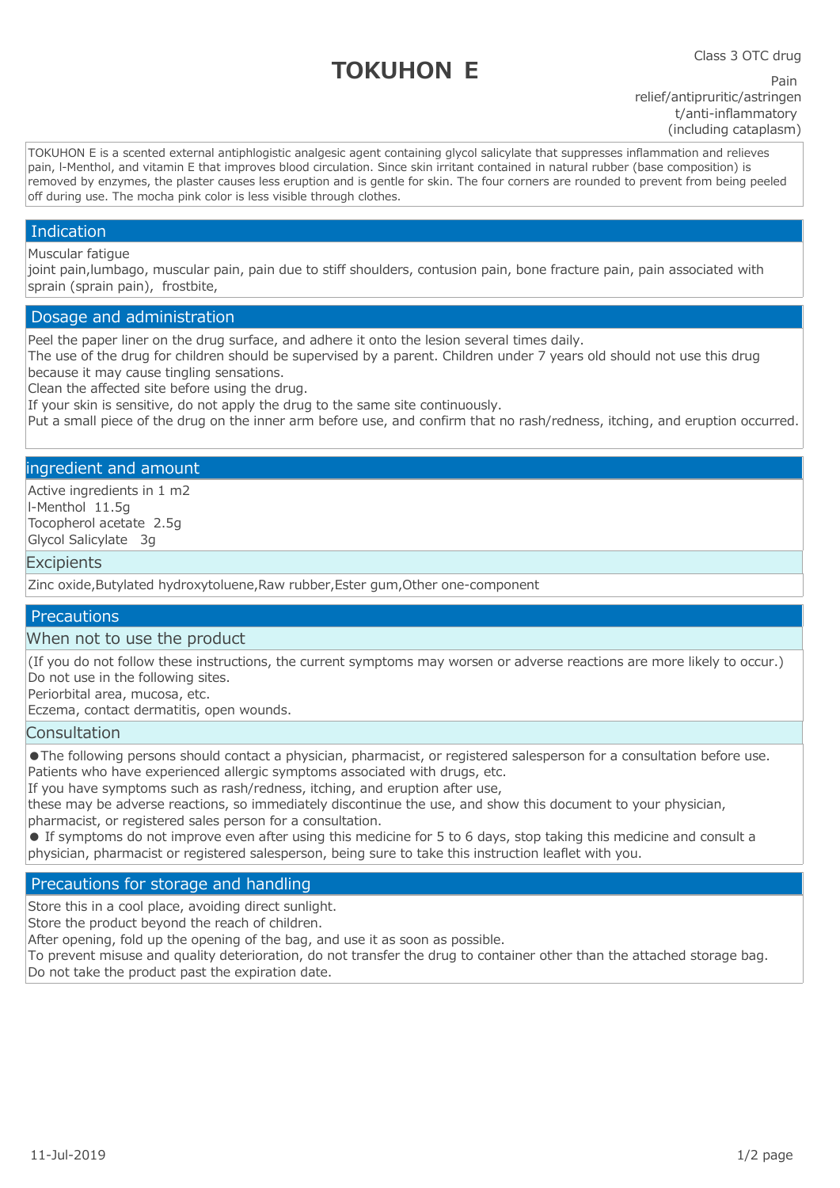Class 3 OTC drug

# TOKUHON E

Pain relief/antipruritic/astringent/anti-inflammatory (including cataplasm)

TOKUHON E is a scented external antiphlogistic analgesic agent containing glycol salicylate that suppresses inflammation and relieves pain, l-Menthol, and vitamin E that improves blood circulation. Since skin irritant contained in natural rubber (base composition) is removed by enzymes, the plaster causes less eruption and is gentle for skin. The four corners are rounded to prevent from being peeled off during use. The mocha pink color is less visible through clothes.

## Indication

Muscular fatigue
joint pain,lumbago, muscular pain, pain due to stiff shoulders, contusion pain, bone fracture pain, pain associated with sprain (sprain pain), frostbite,

## Dosage and administration

Peel the paper liner on the drug surface, and adhere it onto the lesion several times daily.
The use of the drug for children should be supervised by a parent. Children under 7 years old should not use this drug because it may cause tingling sensations.
Clean the affected site before using the drug.
If your skin is sensitive, do not apply the drug to the same site continuously.
Put a small piece of the drug on the inner arm before use, and confirm that no rash/redness, itching, and eruption occurred.

## ingredient and amount

Active ingredients in 1 m2
l-Menthol 11.5g
Tocopherol acetate 2.5g
Glycol Salicylate 3g

### Excipients

Zinc oxide,Butylated hydroxytoluene,Raw rubber,Ester gum,Other one-component

## Precautions

### When not to use the product

(If you do not follow these instructions, the current symptoms may worsen or adverse reactions are more likely to occur.)
Do not use in the following sites.
Periorbital area, mucosa, etc.
Eczema, contact dermatitis, open wounds.

### Consultation

●The following persons should contact a physician, pharmacist, or registered salesperson for a consultation before use.
Patients who have experienced allergic symptoms associated with drugs, etc.
If you have symptoms such as rash/redness, itching, and eruption after use,
these may be adverse reactions, so immediately discontinue the use, and show this document to your physician, pharmacist, or registered sales person for a consultation.
● If symptoms do not improve even after using this medicine for 5 to 6 days, stop taking this medicine and consult a physician, pharmacist or registered salesperson, being sure to take this instruction leaflet with you.

## Precautions for storage and handling

Store this in a cool place, avoiding direct sunlight.
Store the product beyond the reach of children.
After opening, fold up the opening of the bag, and use it as soon as possible.
To prevent misuse and quality deterioration, do not transfer the drug to container other than the attached storage bag.
Do not take the product past the expiration date.

11-Jul-2019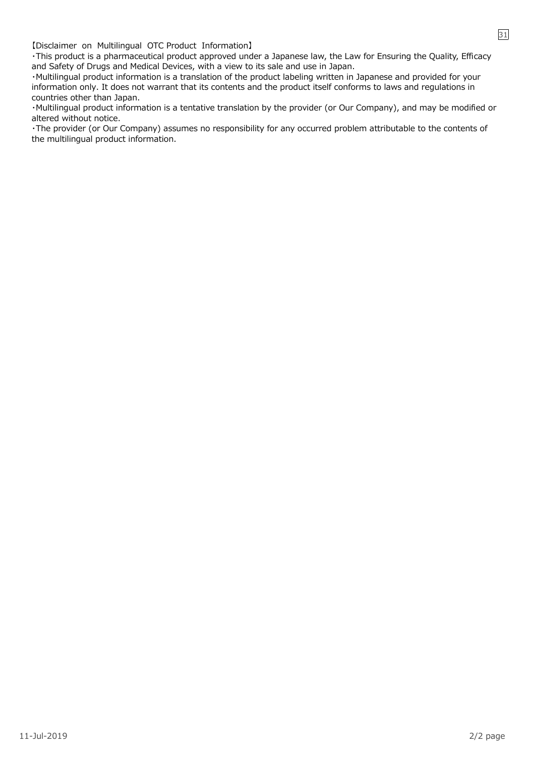【Disclaimer on Multilingual OTC Product Information】

・This product is a pharmaceutical product approved under a Japanese law, the Law for Ensuring the Quality, Efficacy and Safety of Drugs and Medical Devices, with a view to its sale and use in Japan.

・Multilingual product information is a translation of the product labeling written in Japanese and provided for your information only. It does not warrant that its contents and the product itself conforms to laws and regulations in countries other than Japan.

・Multilingual product information is a tentative translation by the provider (or Our Company), and may be modified or altered without notice.

・The provider (or Our Company) assumes no responsibility for any occurred problem attributable to the contents of the multilingual product information.

11-Jul-2019